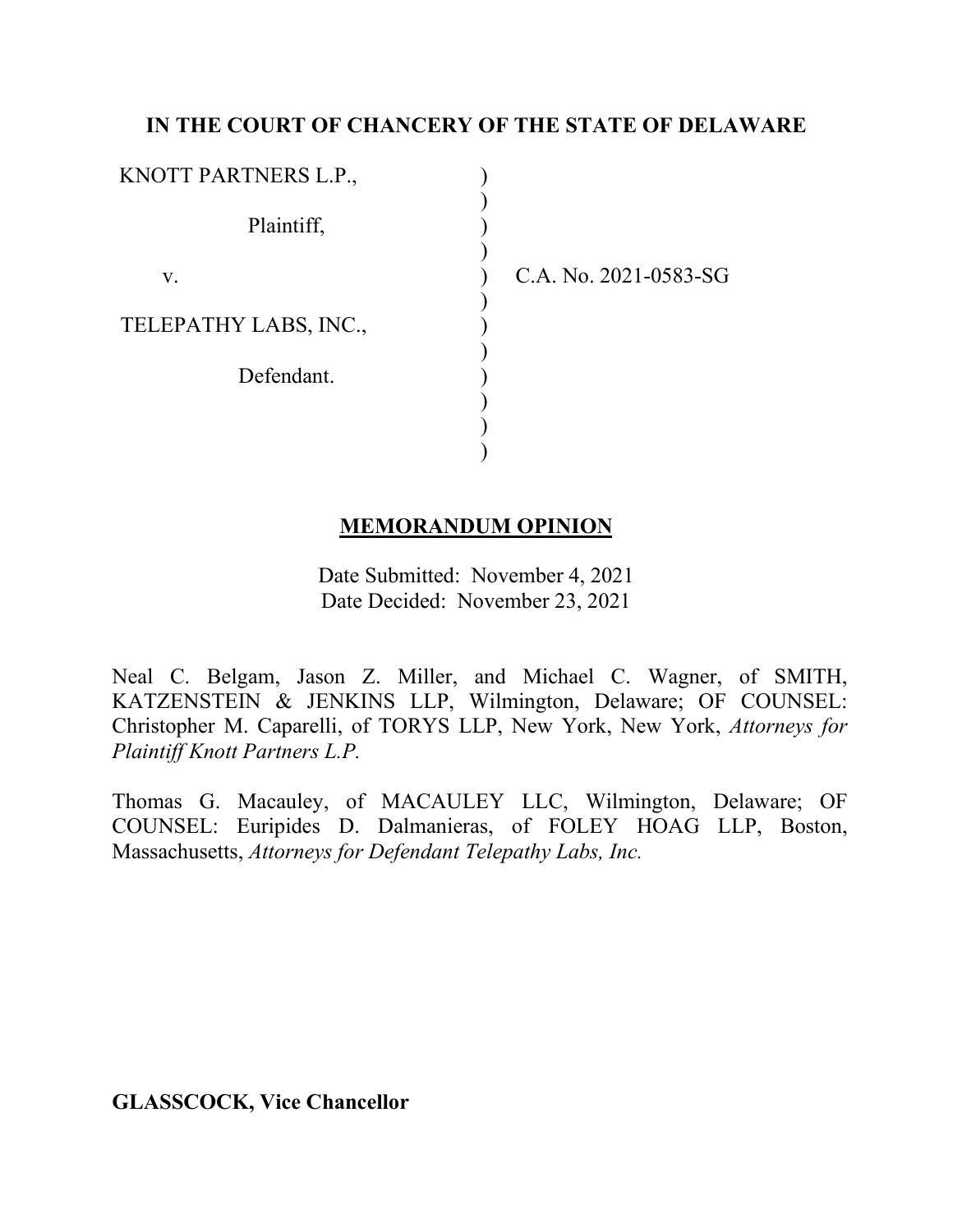**IN THE COURT OF CHANCERY OF THE STATE OF DELAWARE**

| | | |
|---|---|---|
| KNOTT PARTNERS L.P., | ) | |
| Plaintiff, | ) | |
| v. | ) | C.A. No. 2021-0583-SG |
| TELEPATHY LABS, INC., | ) | |
| Defendant. | ) | |

**MEMORANDUM OPINION**

Date Submitted: November 4, 2021
Date Decided: November 23, 2021

Neal C. Belgam, Jason Z. Miller, and Michael C. Wagner, of SMITH, KATZENSTEIN & JENKINS LLP, Wilmington, Delaware; OF COUNSEL: Christopher M. Caparelli, of TORYS LLP, New York, New York, *Attorneys for Plaintiff Knott Partners L.P.*

Thomas G. Macauley, of MACAULEY LLC, Wilmington, Delaware; OF COUNSEL: Euripides D. Dalmanieras, of FOLEY HOAG LLP, Boston, Massachusetts, *Attorneys for Defendant Telepathy Labs, Inc.*

**GLASSCOCK, Vice Chancellor**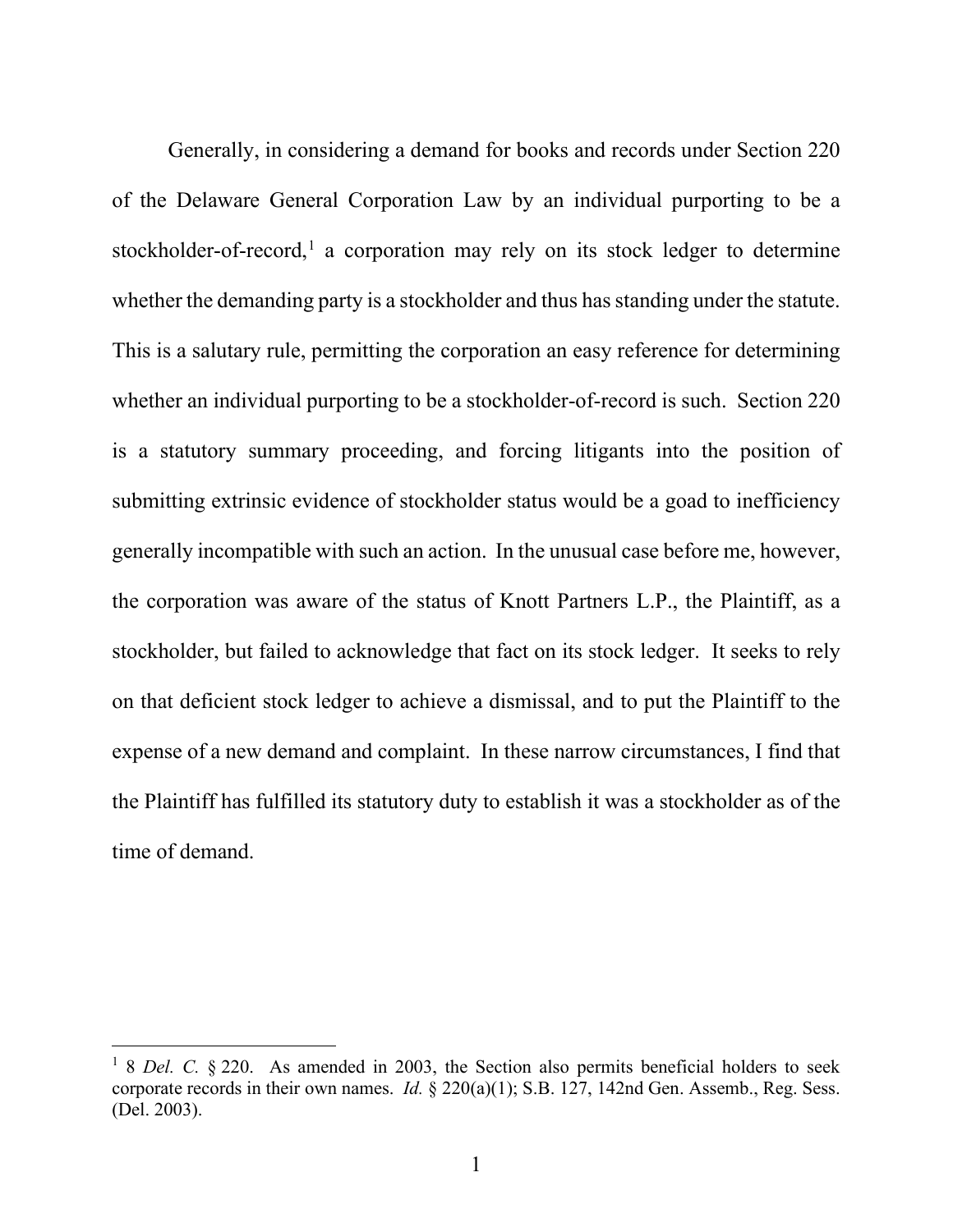Generally, in considering a demand for books and records under Section 220 of the Delaware General Corporation Law by an individual purporting to be a stockholder-of-record,[1] a corporation may rely on its stock ledger to determine whether the demanding party is a stockholder and thus has standing under the statute. This is a salutary rule, permitting the corporation an easy reference for determining whether an individual purporting to be a stockholder-of-record is such. Section 220 is a statutory summary proceeding, and forcing litigants into the position of submitting extrinsic evidence of stockholder status would be a goad to inefficiency generally incompatible with such an action. In the unusual case before me, however, the corporation was aware of the status of Knott Partners L.P., the Plaintiff, as a stockholder, but failed to acknowledge that fact on its stock ledger. It seeks to rely on that deficient stock ledger to achieve a dismissal, and to put the Plaintiff to the expense of a new demand and complaint. In these narrow circumstances, I find that the Plaintiff has fulfilled its statutory duty to establish it was a stockholder as of the time of demand.

---

[1] 8 *Del. C.* § 220. As amended in 2003, the Section also permits beneficial holders to seek corporate records in their own names. *Id.* § 220(a)(1); S.B. 127, 142nd Gen. Assemb., Reg. Sess. (Del. 2003).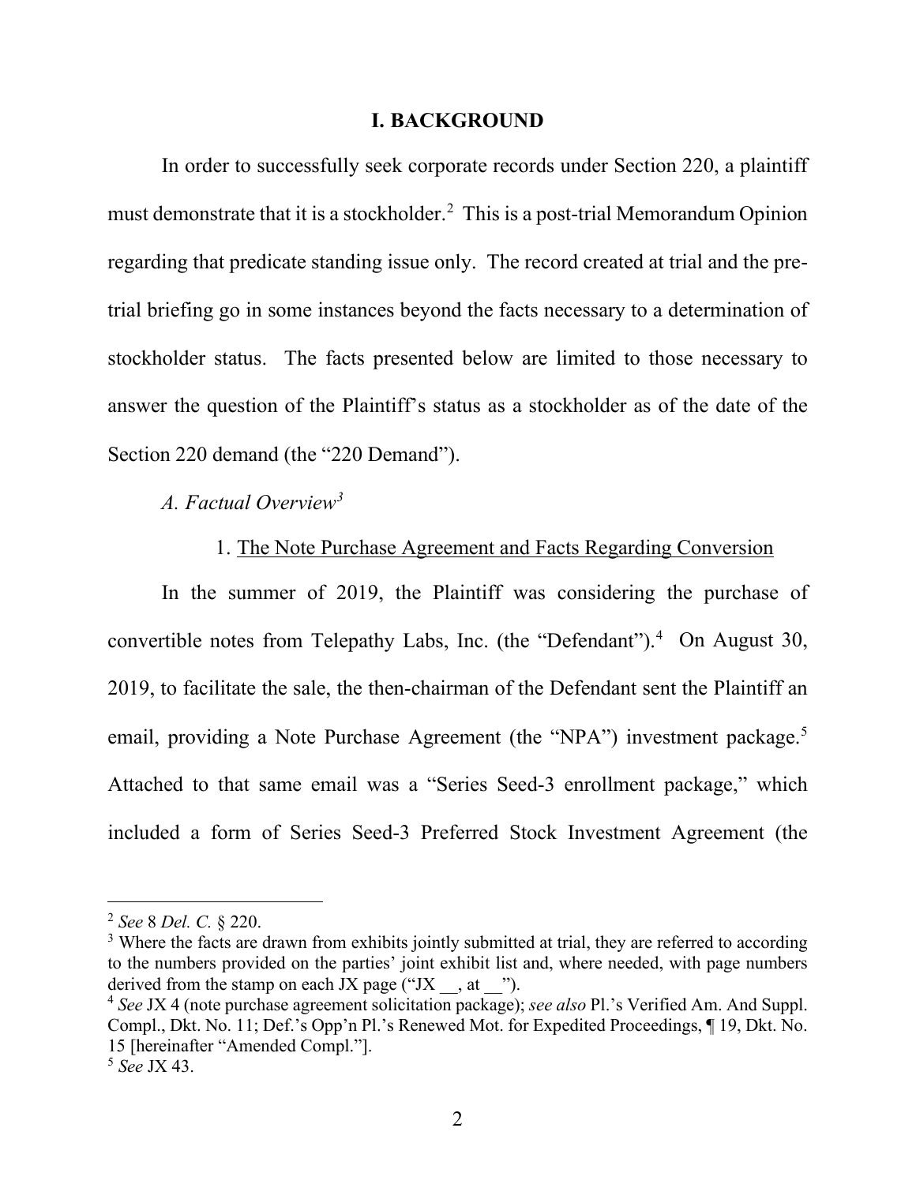## I. BACKGROUND

In order to successfully seek corporate records under Section 220, a plaintiff must demonstrate that it is a stockholder.[2] This is a post-trial Memorandum Opinion regarding that predicate standing issue only. The record created at trial and the pre-trial briefing go in some instances beyond the facts necessary to a determination of stockholder status. The facts presented below are limited to those necessary to answer the question of the Plaintiff's status as a stockholder as of the date of the Section 220 demand (the "220 Demand").

### *A. Factual Overview*[3]

#### 1. The Note Purchase Agreement and Facts Regarding Conversion

In the summer of 2019, the Plaintiff was considering the purchase of convertible notes from Telepathy Labs, Inc. (the "Defendant").[4] On August 30, 2019, to facilitate the sale, the then-chairman of the Defendant sent the Plaintiff an email, providing a Note Purchase Agreement (the "NPA") investment package.[5] Attached to that same email was a "Series Seed-3 enrollment package," which included a form of Series Seed-3 Preferred Stock Investment Agreement (the

---

[2] *See* 8 *Del. C.* § 220.

[3] Where the facts are drawn from exhibits jointly submitted at trial, they are referred to according to the numbers provided on the parties' joint exhibit list and, where needed, with page numbers derived from the stamp on each JX page ("JX __, at __").

[4] *See* JX 4 (note purchase agreement solicitation package); *see also* Pl.'s Verified Am. And Suppl. Compl., Dkt. No. 11; Def.'s Opp'n Pl.'s Renewed Mot. for Expedited Proceedings, ¶ 19, Dkt. No. 15 [hereinafter "Amended Compl."].

[5] *See* JX 43.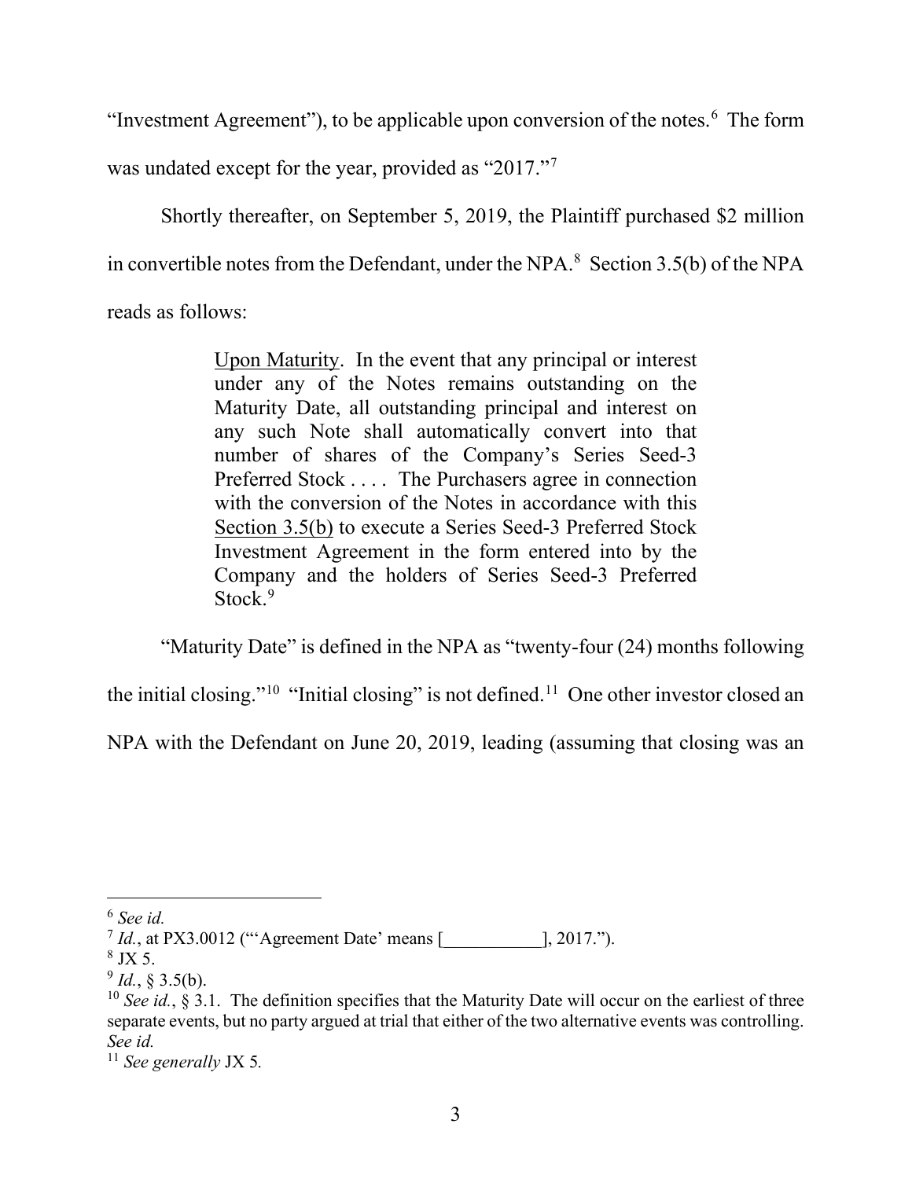"Investment Agreement"), to be applicable upon conversion of the notes.[6] The form was undated except for the year, provided as "2017."[7]

Shortly thereafter, on September 5, 2019, the Plaintiff purchased $2 million in convertible notes from the Defendant, under the NPA.[8] Section 3.5(b) of the NPA reads as follows:

> Upon Maturity. In the event that any principal or interest under any of the Notes remains outstanding on the Maturity Date, all outstanding principal and interest on any such Note shall automatically convert into that number of shares of the Company's Series Seed-3 Preferred Stock . . . . The Purchasers agree in connection with the conversion of the Notes in accordance with this Section 3.5(b) to execute a Series Seed-3 Preferred Stock Investment Agreement in the form entered into by the Company and the holders of Series Seed-3 Preferred Stock.[9]

"Maturity Date" is defined in the NPA as "twenty-four (24) months following the initial closing."[10] "Initial closing" is not defined.[11] One other investor closed an NPA with the Defendant on June 20, 2019, leading (assuming that closing was an

---

[6] *See id.*

[7] *Id.*, at PX3.0012 ("'Agreement Date' means [___________], 2017.").

[8] JX 5.

[9] *Id.*, § 3.5(b).

[10] *See id.*, § 3.1. The definition specifies that the Maturity Date will occur on the earliest of three separate events, but no party argued at trial that either of the two alternative events was controlling. *See id.*

[11] *See generally* JX 5.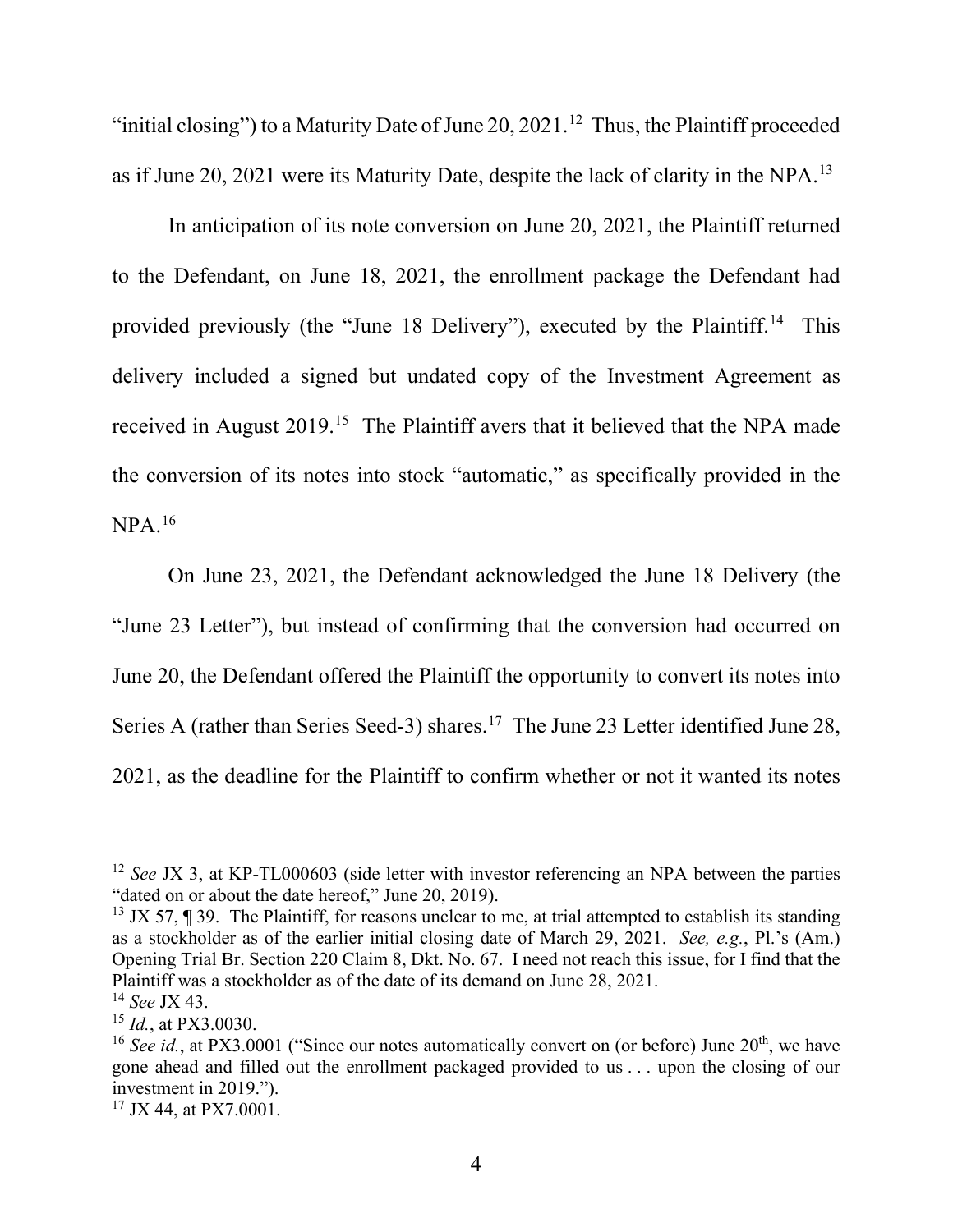"initial closing") to a Maturity Date of June 20, 2021.[12] Thus, the Plaintiff proceeded as if June 20, 2021 were its Maturity Date, despite the lack of clarity in the NPA.[13]

In anticipation of its note conversion on June 20, 2021, the Plaintiff returned to the Defendant, on June 18, 2021, the enrollment package the Defendant had provided previously (the "June 18 Delivery"), executed by the Plaintiff.[14] This delivery included a signed but undated copy of the Investment Agreement as received in August 2019.[15] The Plaintiff avers that it believed that the NPA made the conversion of its notes into stock "automatic," as specifically provided in the NPA.[16]

On June 23, 2021, the Defendant acknowledged the June 18 Delivery (the "June 23 Letter"), but instead of confirming that the conversion had occurred on June 20, the Defendant offered the Plaintiff the opportunity to convert its notes into Series A (rather than Series Seed-3) shares.[17] The June 23 Letter identified June 28, 2021, as the deadline for the Plaintiff to confirm whether or not it wanted its notes

---

[12] *See* JX 3, at KP-TL000603 (side letter with investor referencing an NPA between the parties "dated on or about the date hereof," June 20, 2019).

[13] JX 57, ¶ 39. The Plaintiff, for reasons unclear to me, at trial attempted to establish its standing as a stockholder as of the earlier initial closing date of March 29, 2021. *See, e.g.*, Pl.'s (Am.) Opening Trial Br. Section 220 Claim 8, Dkt. No. 67. I need not reach this issue, for I find that the Plaintiff was a stockholder as of the date of its demand on June 28, 2021.

[14] *See* JX 43.

[15] *Id.*, at PX3.0030.

[16] *See id.*, at PX3.0001 ("Since our notes automatically convert on (or before) June 20th, we have gone ahead and filled out the enrollment packaged provided to us . . . upon the closing of our investment in 2019.").

[17] JX 44, at PX7.0001.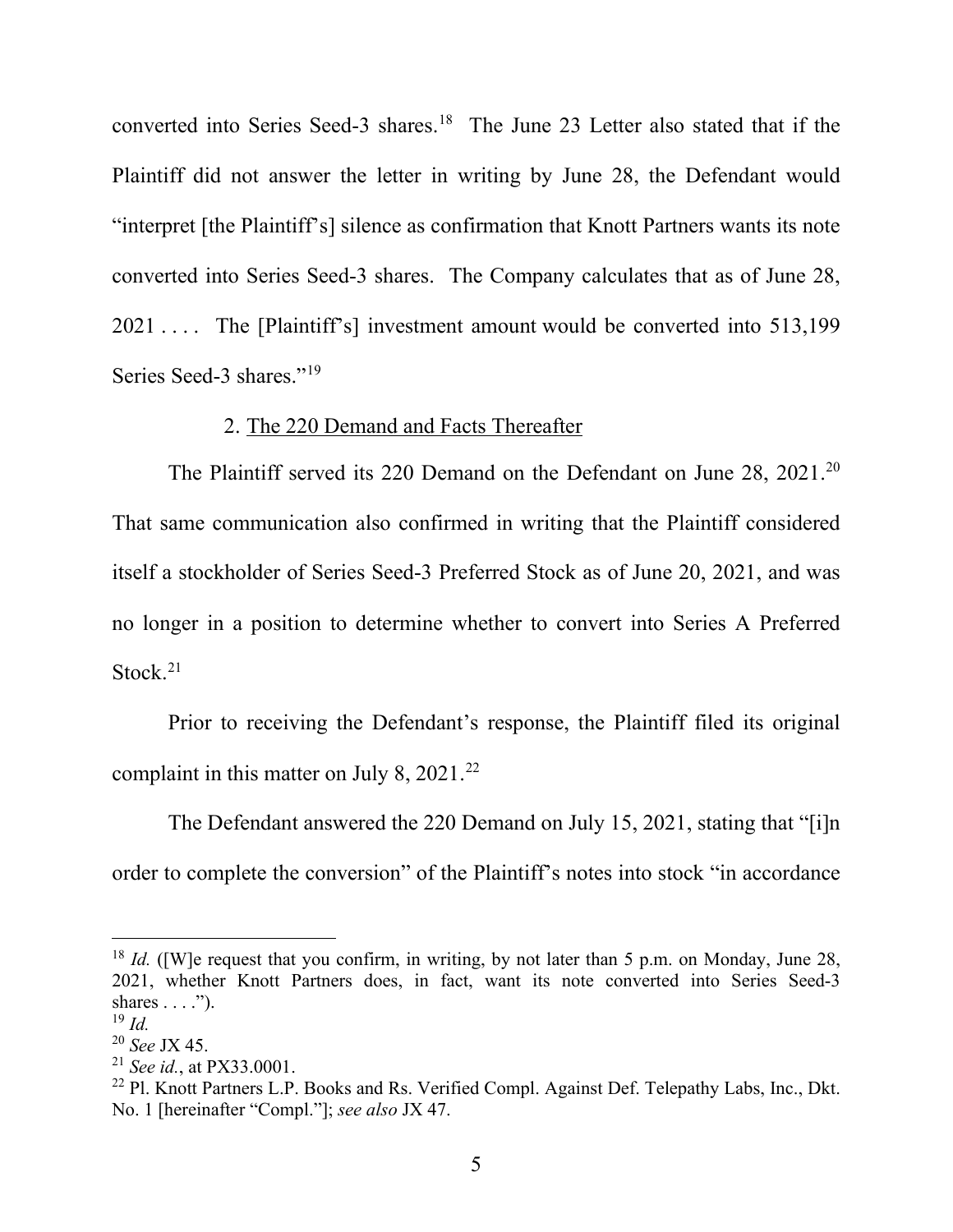converted into Series Seed-3 shares.[18] The June 23 Letter also stated that if the Plaintiff did not answer the letter in writing by June 28, the Defendant would "interpret [the Plaintiff's] silence as confirmation that Knott Partners wants its note converted into Series Seed-3 shares. The Company calculates that as of June 28, 2021 . . . . The [Plaintiff's] investment amount would be converted into 513,199 Series Seed-3 shares."[19]

2. The 220 Demand and Facts Thereafter

The Plaintiff served its 220 Demand on the Defendant on June 28, 2021.[20] That same communication also confirmed in writing that the Plaintiff considered itself a stockholder of Series Seed-3 Preferred Stock as of June 20, 2021, and was no longer in a position to determine whether to convert into Series A Preferred Stock.[21]

Prior to receiving the Defendant's response, the Plaintiff filed its original complaint in this matter on July 8, 2021.[22]

The Defendant answered the 220 Demand on July 15, 2021, stating that "[i]n order to complete the conversion" of the Plaintiff's notes into stock "in accordance

---

[18] *Id.* ([W]e request that you confirm, in writing, by not later than 5 p.m. on Monday, June 28, 2021, whether Knott Partners does, in fact, want its note converted into Series Seed-3 shares . . . .").

[19] *Id.*

[20] *See* JX 45.

[21] *See id.*, at PX33.0001.

[22] Pl. Knott Partners L.P. Books and Rs. Verified Compl. Against Def. Telepathy Labs, Inc., Dkt. No. 1 [hereinafter "Compl."]; *see also* JX 47.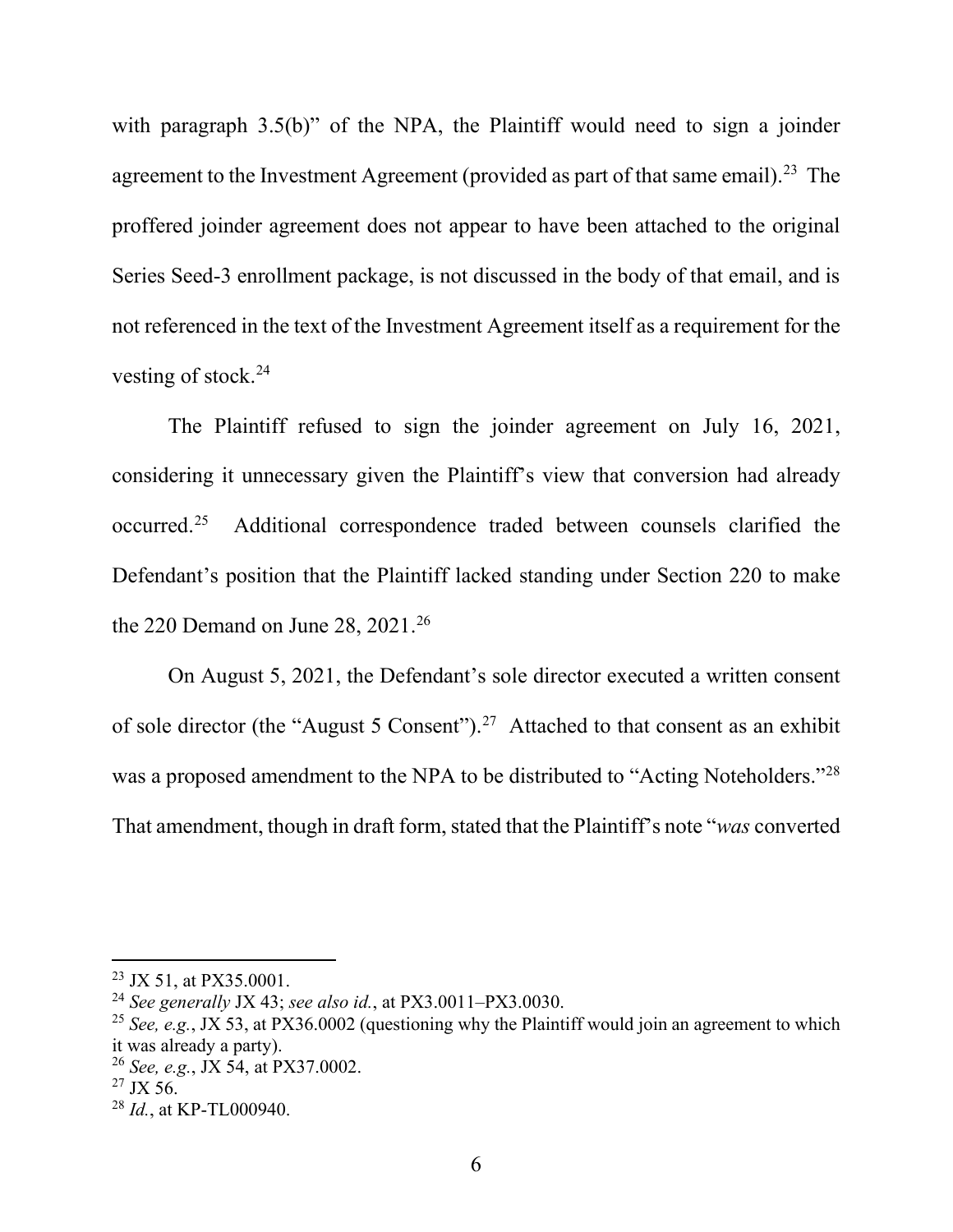with paragraph 3.5(b)" of the NPA, the Plaintiff would need to sign a joinder agreement to the Investment Agreement (provided as part of that same email).[23] The proffered joinder agreement does not appear to have been attached to the original Series Seed-3 enrollment package, is not discussed in the body of that email, and is not referenced in the text of the Investment Agreement itself as a requirement for the vesting of stock.[24]

The Plaintiff refused to sign the joinder agreement on July 16, 2021, considering it unnecessary given the Plaintiff's view that conversion had already occurred.[25] Additional correspondence traded between counsels clarified the Defendant's position that the Plaintiff lacked standing under Section 220 to make the 220 Demand on June 28, 2021.[26]

On August 5, 2021, the Defendant's sole director executed a written consent of sole director (the "August 5 Consent").[27] Attached to that consent as an exhibit was a proposed amendment to the NPA to be distributed to "Acting Noteholders."[28] That amendment, though in draft form, stated that the Plaintiff's note "*was* converted

---

[23] JX 51, at PX35.0001.

[24] *See generally* JX 43; *see also id.*, at PX3.0011–PX3.0030.

[25] *See, e.g.*, JX 53, at PX36.0002 (questioning why the Plaintiff would join an agreement to which it was already a party).

[26] *See, e.g.*, JX 54, at PX37.0002.

[27] JX 56.

[28] *Id.*, at KP-TL000940.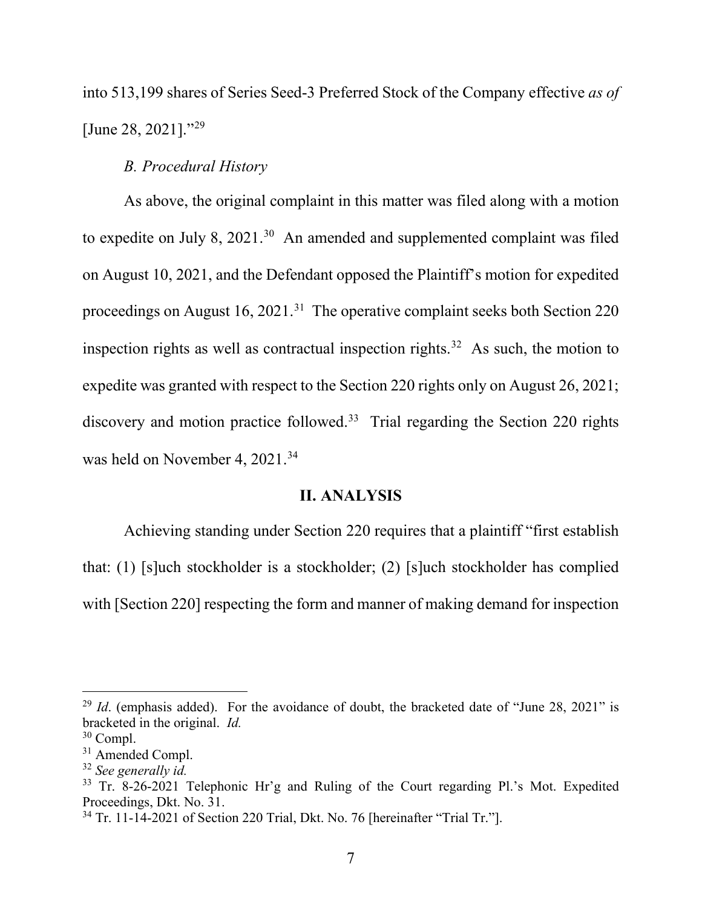into 513,199 shares of Series Seed-3 Preferred Stock of the Company effective *as of* [June 28, 2021]."[29]

### *B. Procedural History*

As above, the original complaint in this matter was filed along with a motion to expedite on July 8, 2021.[30] An amended and supplemented complaint was filed on August 10, 2021, and the Defendant opposed the Plaintiff's motion for expedited proceedings on August 16, 2021.[31] The operative complaint seeks both Section 220 inspection rights as well as contractual inspection rights.[32] As such, the motion to expedite was granted with respect to the Section 220 rights only on August 26, 2021; discovery and motion practice followed.[33] Trial regarding the Section 220 rights was held on November 4, 2021.[34]

## **II. ANALYSIS**

Achieving standing under Section 220 requires that a plaintiff "first establish that: (1) [s]uch stockholder is a stockholder; (2) [s]uch stockholder has complied with [Section 220] respecting the form and manner of making demand for inspection

---

[29] *Id*. (emphasis added). For the avoidance of doubt, the bracketed date of "June 28, 2021" is bracketed in the original. *Id.*

[30] Compl.

[31] Amended Compl.

[32] *See generally id.*

[33] Tr. 8-26-2021 Telephonic Hr'g and Ruling of the Court regarding Pl.'s Mot. Expedited Proceedings, Dkt. No. 31.

[34] Tr. 11-14-2021 of Section 220 Trial, Dkt. No. 76 [hereinafter "Trial Tr."].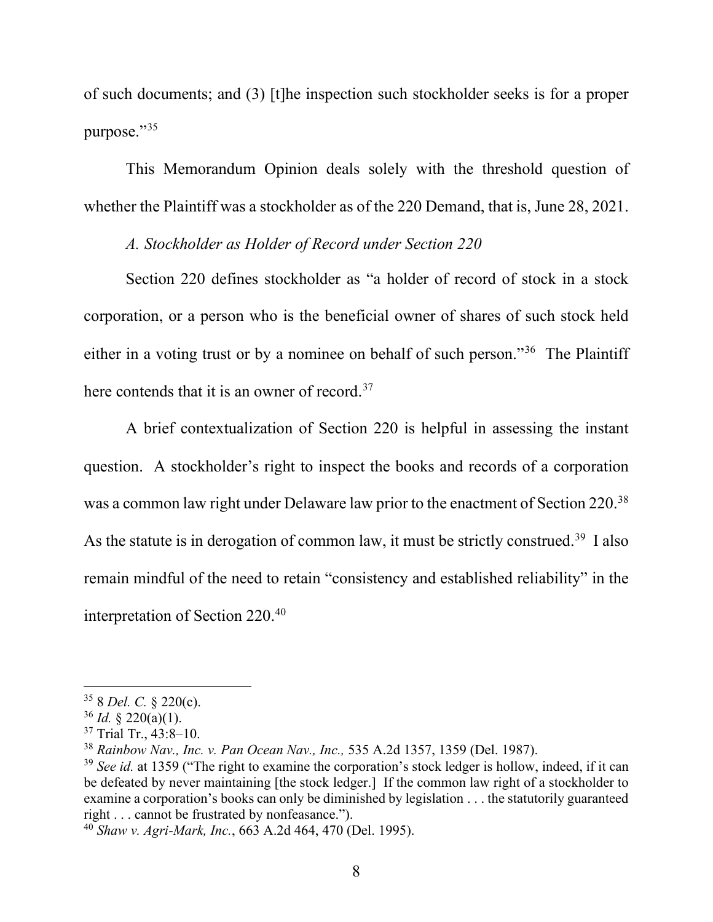of such documents; and (3) [t]he inspection such stockholder seeks is for a proper purpose."[35]

This Memorandum Opinion deals solely with the threshold question of whether the Plaintiff was a stockholder as of the 220 Demand, that is, June 28, 2021.

*A. Stockholder as Holder of Record under Section 220*

Section 220 defines stockholder as "a holder of record of stock in a stock corporation, or a person who is the beneficial owner of shares of such stock held either in a voting trust or by a nominee on behalf of such person."[36] The Plaintiff here contends that it is an owner of record.[37]

A brief contextualization of Section 220 is helpful in assessing the instant question. A stockholder's right to inspect the books and records of a corporation was a common law right under Delaware law prior to the enactment of Section 220.[38] As the statute is in derogation of common law, it must be strictly construed.[39] I also remain mindful of the need to retain "consistency and established reliability" in the interpretation of Section 220.[40]

---

[35] 8 *Del. C.* § 220(c).

[36] *Id.* § 220(a)(1).

[37] Trial Tr., 43:8–10.

[38] *Rainbow Nav., Inc. v. Pan Ocean Nav., Inc.,* 535 A.2d 1357, 1359 (Del. 1987).

[39] *See id.* at 1359 ("The right to examine the corporation's stock ledger is hollow, indeed, if it can be defeated by never maintaining [the stock ledger.] If the common law right of a stockholder to examine a corporation's books can only be diminished by legislation . . . the statutorily guaranteed right . . . cannot be frustrated by nonfeasance.").

[40] *Shaw v. Agri-Mark, Inc.*, 663 A.2d 464, 470 (Del. 1995).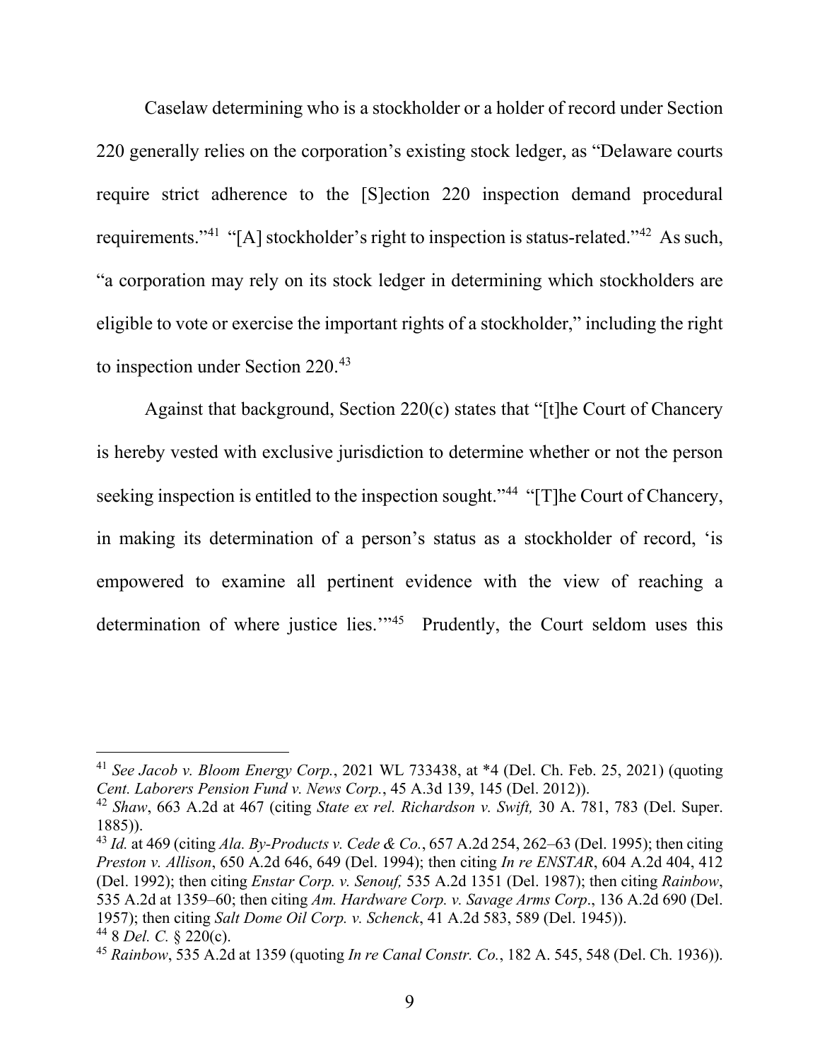Caselaw determining who is a stockholder or a holder of record under Section 220 generally relies on the corporation's existing stock ledger, as "Delaware courts require strict adherence to the [S]ection 220 inspection demand procedural requirements."[41] "[A] stockholder's right to inspection is status-related."[42] As such, "a corporation may rely on its stock ledger in determining which stockholders are eligible to vote or exercise the important rights of a stockholder," including the right to inspection under Section 220.[43]

Against that background, Section 220(c) states that "[t]he Court of Chancery is hereby vested with exclusive jurisdiction to determine whether or not the person seeking inspection is entitled to the inspection sought."[44] "[T]he Court of Chancery, in making its determination of a person's status as a stockholder of record, 'is empowered to examine all pertinent evidence with the view of reaching a determination of where justice lies.'"[45] Prudently, the Court seldom uses this

---

[41] *See Jacob v. Bloom Energy Corp.*, 2021 WL 733438, at *4 (Del. Ch. Feb. 25, 2021) (quoting *Cent. Laborers Pension Fund v. News Corp.*, 45 A.3d 139, 145 (Del. 2012)).

[42] *Shaw*, 663 A.2d at 467 (citing *State ex rel. Richardson v. Swift,* 30 A. 781, 783 (Del. Super. 1885)).

[43] *Id.* at 469 (citing *Ala. By-Products v. Cede & Co.*, 657 A.2d 254, 262–63 (Del. 1995); then citing *Preston v. Allison*, 650 A.2d 646, 649 (Del. 1994); then citing *In re ENSTAR*, 604 A.2d 404, 412 (Del. 1992); then citing *Enstar Corp. v. Senouf,* 535 A.2d 1351 (Del. 1987); then citing *Rainbow*, 535 A.2d at 1359–60; then citing *Am. Hardware Corp. v. Savage Arms Corp*., 136 A.2d 690 (Del. 1957); then citing *Salt Dome Oil Corp. v. Schenck*, 41 A.2d 583, 589 (Del. 1945)).

[44] 8 *Del. C.* § 220(c).

[45] *Rainbow*, 535 A.2d at 1359 (quoting *In re Canal Constr. Co.*, 182 A. 545, 548 (Del. Ch. 1936)).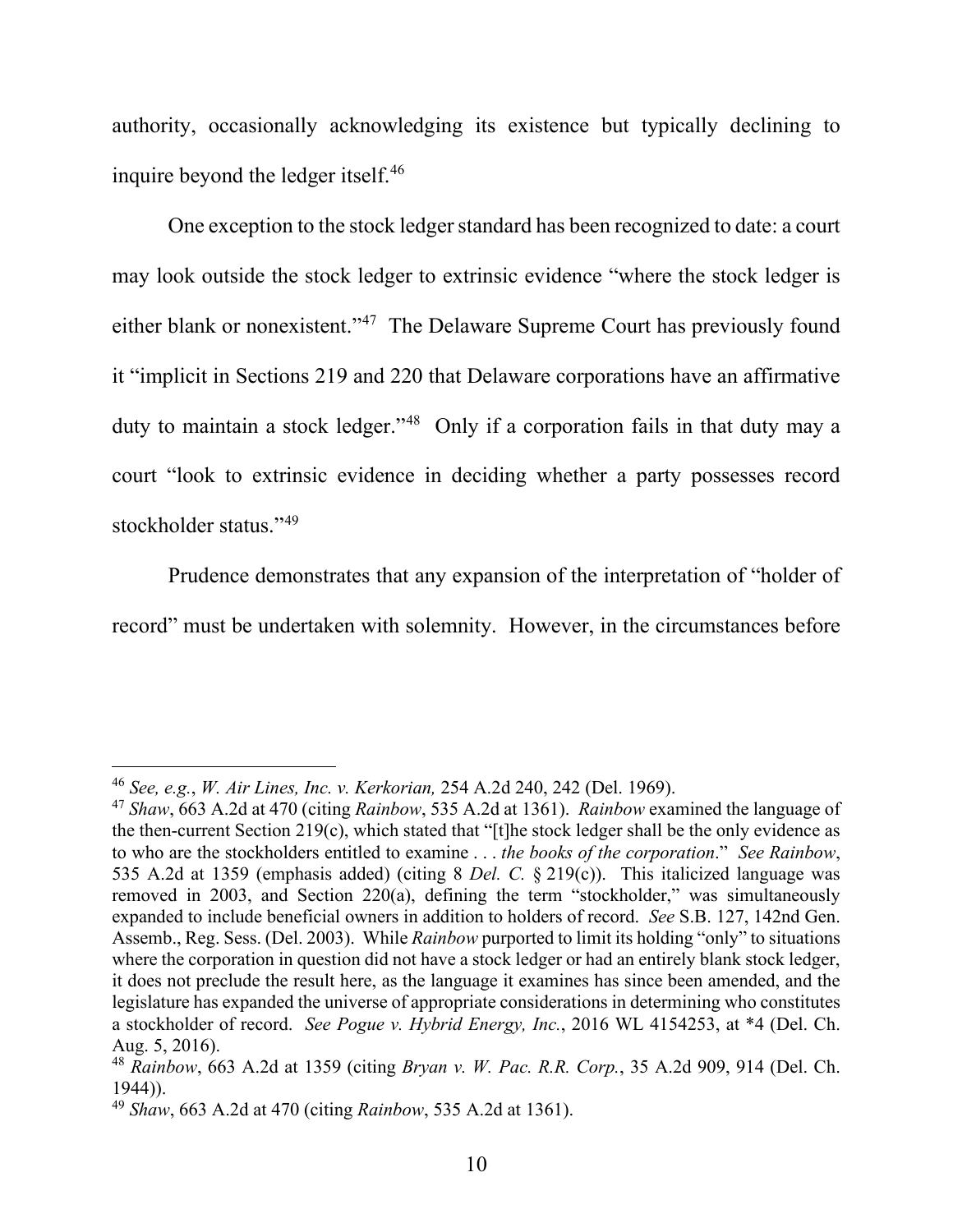authority, occasionally acknowledging its existence but typically declining to inquire beyond the ledger itself.[46]

One exception to the stock ledger standard has been recognized to date: a court may look outside the stock ledger to extrinsic evidence "where the stock ledger is either blank or nonexistent."[47] The Delaware Supreme Court has previously found it "implicit in Sections 219 and 220 that Delaware corporations have an affirmative duty to maintain a stock ledger."[48] Only if a corporation fails in that duty may a court "look to extrinsic evidence in deciding whether a party possesses record stockholder status."[49]

Prudence demonstrates that any expansion of the interpretation of "holder of record" must be undertaken with solemnity. However, in the circumstances before

---

[46] *See, e.g.*, *W. Air Lines, Inc. v. Kerkorian,* 254 A.2d 240, 242 (Del. 1969).

[47] *Shaw*, 663 A.2d at 470 (citing *Rainbow*, 535 A.2d at 1361). *Rainbow* examined the language of the then-current Section 219(c), which stated that "[t]he stock ledger shall be the only evidence as to who are the stockholders entitled to examine . . . *the books of the corporation*." *See Rainbow*, 535 A.2d at 1359 (emphasis added) (citing 8 *Del. C.* § 219(c)). This italicized language was removed in 2003, and Section 220(a), defining the term "stockholder," was simultaneously expanded to include beneficial owners in addition to holders of record. *See* S.B. 127, 142nd Gen. Assemb., Reg. Sess. (Del. 2003). While *Rainbow* purported to limit its holding "only" to situations where the corporation in question did not have a stock ledger or had an entirely blank stock ledger, it does not preclude the result here, as the language it examines has since been amended, and the legislature has expanded the universe of appropriate considerations in determining who constitutes a stockholder of record. *See Pogue v. Hybrid Energy, Inc.*, 2016 WL 4154253, at \*4 (Del. Ch. Aug. 5, 2016).

[48] *Rainbow*, 663 A.2d at 1359 (citing *Bryan v. W. Pac. R.R. Corp.*, 35 A.2d 909, 914 (Del. Ch. 1944)).

[49] *Shaw*, 663 A.2d at 470 (citing *Rainbow*, 535 A.2d at 1361).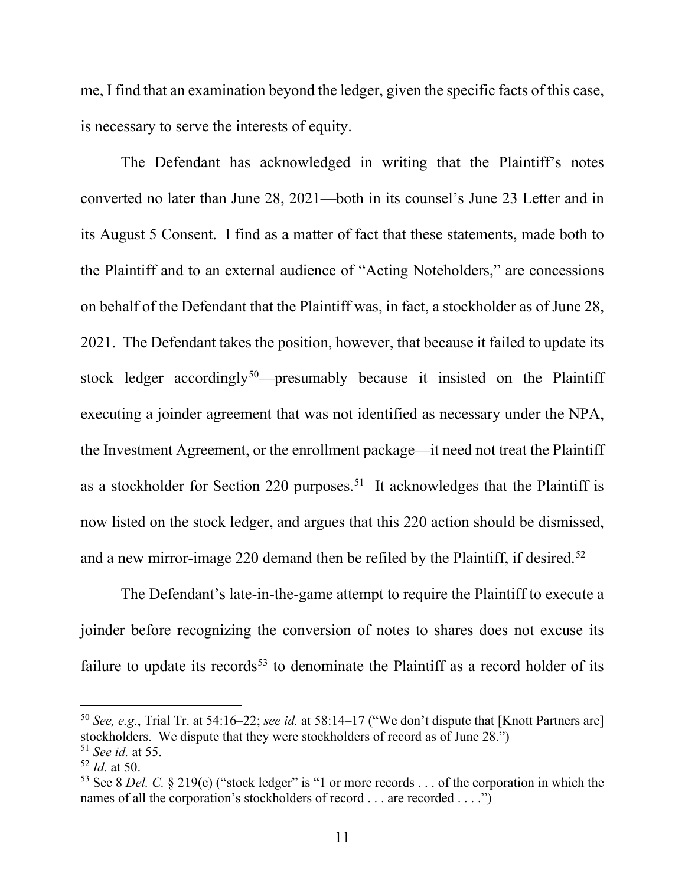me, I find that an examination beyond the ledger, given the specific facts of this case, is necessary to serve the interests of equity.

The Defendant has acknowledged in writing that the Plaintiff's notes converted no later than June 28, 2021—both in its counsel's June 23 Letter and in its August 5 Consent. I find as a matter of fact that these statements, made both to the Plaintiff and to an external audience of "Acting Noteholders," are concessions on behalf of the Defendant that the Plaintiff was, in fact, a stockholder as of June 28, 2021. The Defendant takes the position, however, that because it failed to update its stock ledger accordingly[50]—presumably because it insisted on the Plaintiff executing a joinder agreement that was not identified as necessary under the NPA, the Investment Agreement, or the enrollment package—it need not treat the Plaintiff as a stockholder for Section 220 purposes.[51] It acknowledges that the Plaintiff is now listed on the stock ledger, and argues that this 220 action should be dismissed, and a new mirror-image 220 demand then be refiled by the Plaintiff, if desired.[52]

The Defendant's late-in-the-game attempt to require the Plaintiff to execute a joinder before recognizing the conversion of notes to shares does not excuse its failure to update its records[53] to denominate the Plaintiff as a record holder of its

---

[50] *See, e.g.*, Trial Tr. at 54:16–22; *see id.* at 58:14–17 ("We don't dispute that [Knott Partners are] stockholders. We dispute that they were stockholders of record as of June 28.")

[51] *See id.* at 55.

[52] *Id.* at 50.

[53] See 8 *Del. C.* § 219(c) ("stock ledger" is "1 or more records . . . of the corporation in which the names of all the corporation's stockholders of record . . . are recorded . . . .")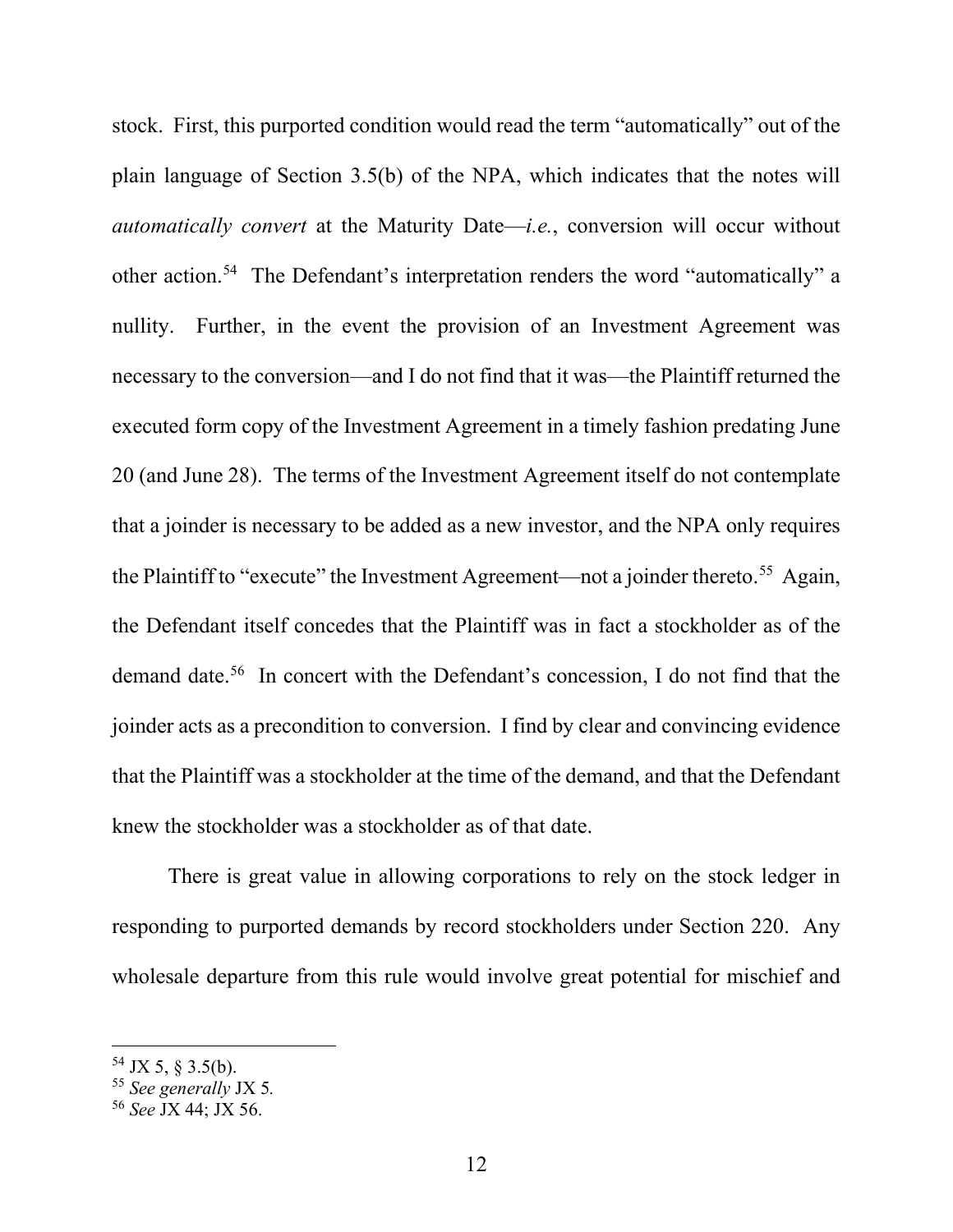stock. First, this purported condition would read the term "automatically" out of the plain language of Section 3.5(b) of the NPA, which indicates that the notes will *automatically convert* at the Maturity Date—*i.e.*, conversion will occur without other action.[54] The Defendant's interpretation renders the word "automatically" a nullity. Further, in the event the provision of an Investment Agreement was necessary to the conversion—and I do not find that it was—the Plaintiff returned the executed form copy of the Investment Agreement in a timely fashion predating June 20 (and June 28). The terms of the Investment Agreement itself do not contemplate that a joinder is necessary to be added as a new investor, and the NPA only requires the Plaintiff to "execute" the Investment Agreement—not a joinder thereto.[55] Again, the Defendant itself concedes that the Plaintiff was in fact a stockholder as of the demand date.[56] In concert with the Defendant's concession, I do not find that the joinder acts as a precondition to conversion. I find by clear and convincing evidence that the Plaintiff was a stockholder at the time of the demand, and that the Defendant knew the stockholder was a stockholder as of that date.

There is great value in allowing corporations to rely on the stock ledger in responding to purported demands by record stockholders under Section 220. Any wholesale departure from this rule would involve great potential for mischief and

---

[54] JX 5, § 3.5(b).

[55] *See generally* JX 5.

[56] *See* JX 44; JX 56.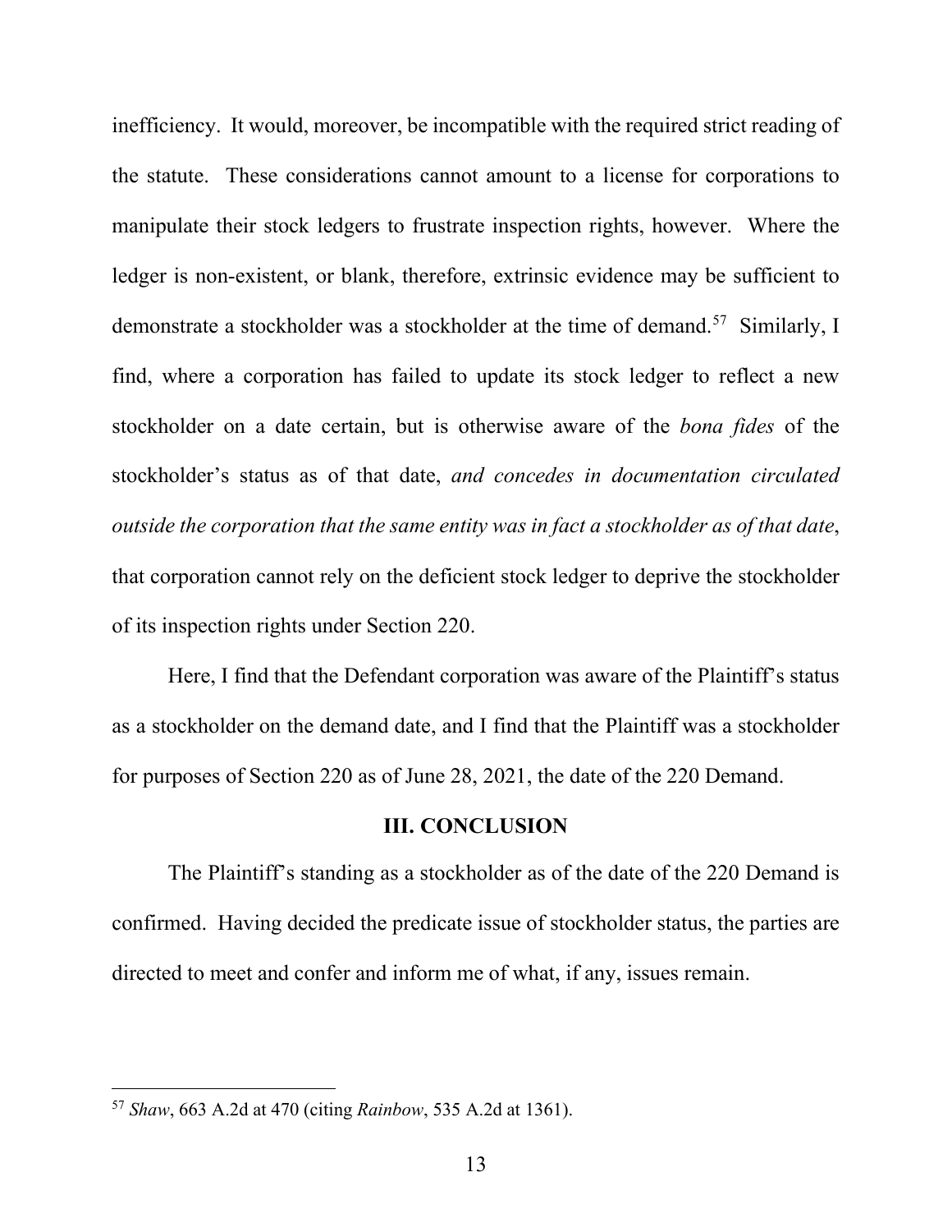inefficiency. It would, moreover, be incompatible with the required strict reading of the statute. These considerations cannot amount to a license for corporations to manipulate their stock ledgers to frustrate inspection rights, however. Where the ledger is non-existent, or blank, therefore, extrinsic evidence may be sufficient to demonstrate a stockholder was a stockholder at the time of demand.[57] Similarly, I find, where a corporation has failed to update its stock ledger to reflect a new stockholder on a date certain, but is otherwise aware of the *bona fides* of the stockholder's status as of that date, *and concedes in documentation circulated outside the corporation that the same entity was in fact a stockholder as of that date*, that corporation cannot rely on the deficient stock ledger to deprive the stockholder of its inspection rights under Section 220.

Here, I find that the Defendant corporation was aware of the Plaintiff's status as a stockholder on the demand date, and I find that the Plaintiff was a stockholder for purposes of Section 220 as of June 28, 2021, the date of the 220 Demand.

## III. CONCLUSION

The Plaintiff's standing as a stockholder as of the date of the 220 Demand is confirmed. Having decided the predicate issue of stockholder status, the parties are directed to meet and confer and inform me of what, if any, issues remain.

---

[57] *Shaw*, 663 A.2d at 470 (citing *Rainbow*, 535 A.2d at 1361).